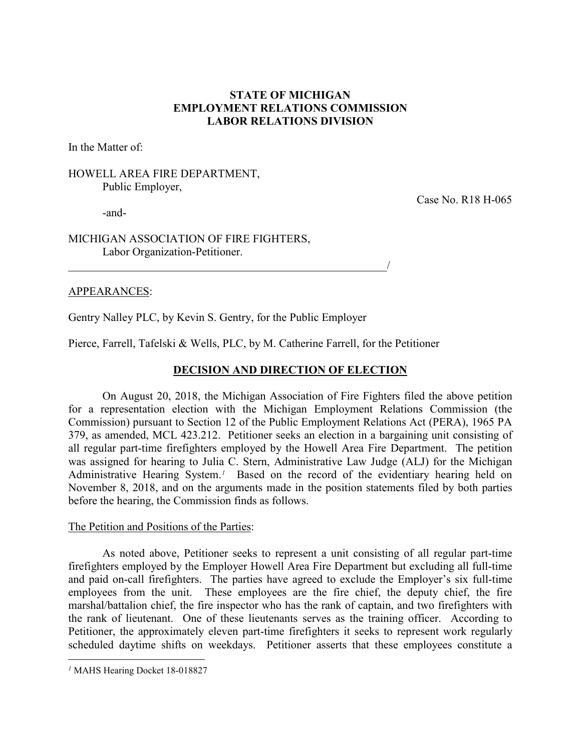**STATE OF MICHIGAN**
**EMPLOYMENT RELATIONS COMMISSION**
**LABOR RELATIONS DIVISION**

In the Matter of:

HOWELL AREA FIRE DEPARTMENT,
Public Employer,

Case No. R18 H-065

-and-

MICHIGAN ASSOCIATION OF FIRE FIGHTERS,
Labor Organization-Petitioner.
_____________________________________________________________/

APPEARANCES:

Gentry Nalley PLC, by Kevin S. Gentry, for the Public Employer

Pierce, Farrell, Tafelski & Wells, PLC, by M. Catherine Farrell, for the Petitioner

## DECISION AND DIRECTION OF ELECTION

On August 20, 2018, the Michigan Association of Fire Fighters filed the above petition for a representation election with the Michigan Employment Relations Commission (the Commission) pursuant to Section 12 of the Public Employment Relations Act (PERA), 1965 PA 379, as amended, MCL 423.212. Petitioner seeks an election in a bargaining unit consisting of all regular part-time firefighters employed by the Howell Area Fire Department. The petition was assigned for hearing to Julia C. Stern, Administrative Law Judge (ALJ) for the Michigan Administrative Hearing System.[1] Based on the record of the evidentiary hearing held on November 8, 2018, and on the arguments made in the position statements filed by both parties before the hearing, the Commission finds as follows.

The Petition and Positions of the Parties:

As noted above, Petitioner seeks to represent a unit consisting of all regular part-time firefighters employed by the Employer Howell Area Fire Department but excluding all full-time and paid on-call firefighters. The parties have agreed to exclude the Employer's six full-time employees from the unit. These employees are the fire chief, the deputy chief, the fire marshal/battalion chief, the fire inspector who has the rank of captain, and two firefighters with the rank of lieutenant. One of these lieutenants serves as the training officer. According to Petitioner, the approximately eleven part-time firefighters it seeks to represent work regularly scheduled daytime shifts on weekdays. Petitioner asserts that these employees constitute a

[1] MAHS Hearing Docket 18-018827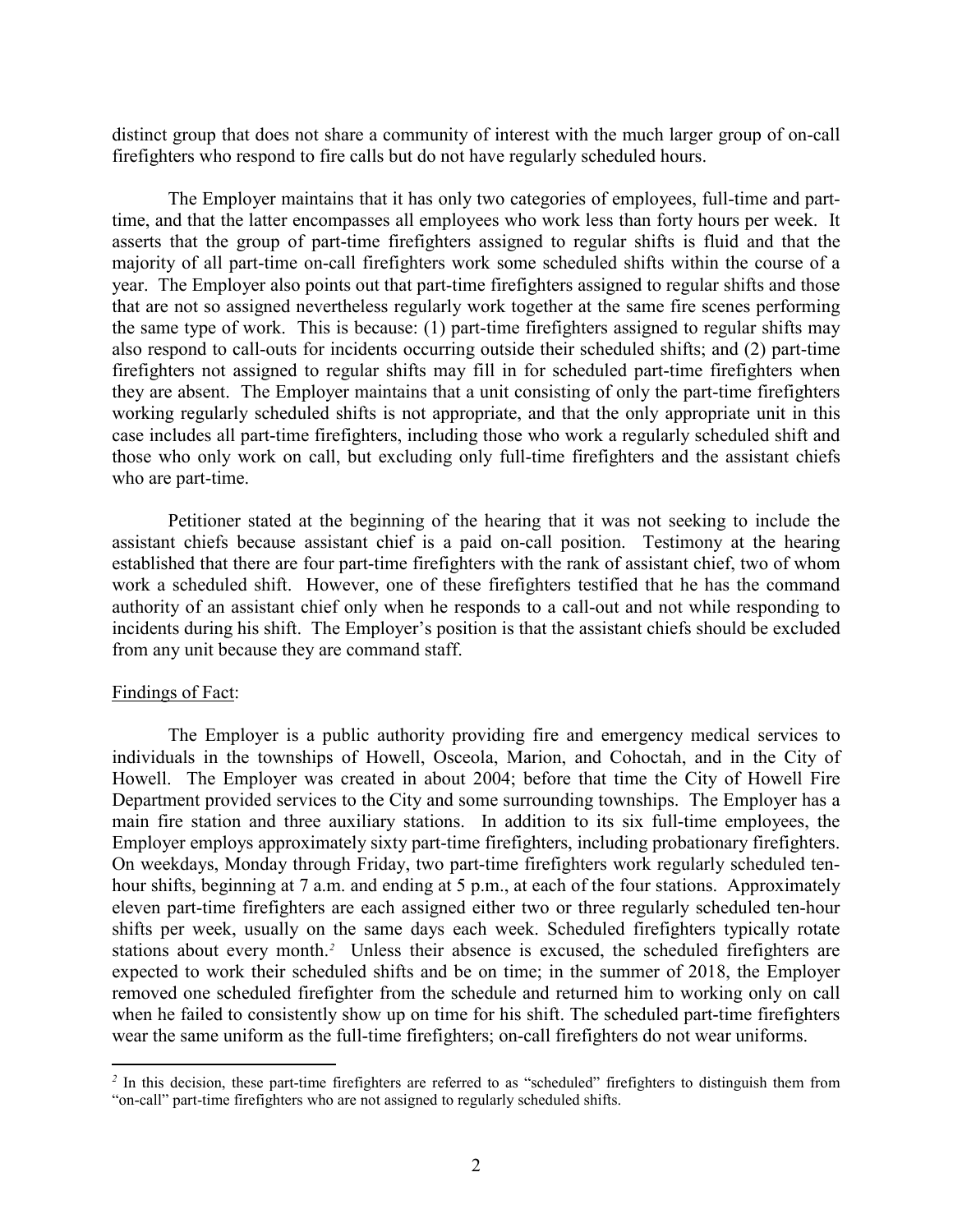distinct group that does not share a community of interest with the much larger group of on-call firefighters who respond to fire calls but do not have regularly scheduled hours.

The Employer maintains that it has only two categories of employees, full-time and part-time, and that the latter encompasses all employees who work less than forty hours per week. It asserts that the group of part-time firefighters assigned to regular shifts is fluid and that the majority of all part-time on-call firefighters work some scheduled shifts within the course of a year. The Employer also points out that part-time firefighters assigned to regular shifts and those that are not so assigned nevertheless regularly work together at the same fire scenes performing the same type of work. This is because: (1) part-time firefighters assigned to regular shifts may also respond to call-outs for incidents occurring outside their scheduled shifts; and (2) part-time firefighters not assigned to regular shifts may fill in for scheduled part-time firefighters when they are absent. The Employer maintains that a unit consisting of only the part-time firefighters working regularly scheduled shifts is not appropriate, and that the only appropriate unit in this case includes all part-time firefighters, including those who work a regularly scheduled shift and those who only work on call, but excluding only full-time firefighters and the assistant chiefs who are part-time.

Petitioner stated at the beginning of the hearing that it was not seeking to include the assistant chiefs because assistant chief is a paid on-call position. Testimony at the hearing established that there are four part-time firefighters with the rank of assistant chief, two of whom work a scheduled shift. However, one of these firefighters testified that he has the command authority of an assistant chief only when he responds to a call-out and not while responding to incidents during his shift. The Employer's position is that the assistant chiefs should be excluded from any unit because they are command staff.

Findings of Fact:

The Employer is a public authority providing fire and emergency medical services to individuals in the townships of Howell, Osceola, Marion, and Cohoctah, and in the City of Howell. The Employer was created in about 2004; before that time the City of Howell Fire Department provided services to the City and some surrounding townships. The Employer has a main fire station and three auxiliary stations. In addition to its six full-time employees, the Employer employs approximately sixty part-time firefighters, including probationary firefighters. On weekdays, Monday through Friday, two part-time firefighters work regularly scheduled ten-hour shifts, beginning at 7 a.m. and ending at 5 p.m., at each of the four stations. Approximately eleven part-time firefighters are each assigned either two or three regularly scheduled ten-hour shifts per week, usually on the same days each week. Scheduled firefighters typically rotate stations about every month.[2] Unless their absence is excused, the scheduled firefighters are expected to work their scheduled shifts and be on time; in the summer of 2018, the Employer removed one scheduled firefighter from the schedule and returned him to working only on call when he failed to consistently show up on time for his shift. The scheduled part-time firefighters wear the same uniform as the full-time firefighters; on-call firefighters do not wear uniforms.

[2] In this decision, these part-time firefighters are referred to as "scheduled" firefighters to distinguish them from "on-call" part-time firefighters who are not assigned to regularly scheduled shifts.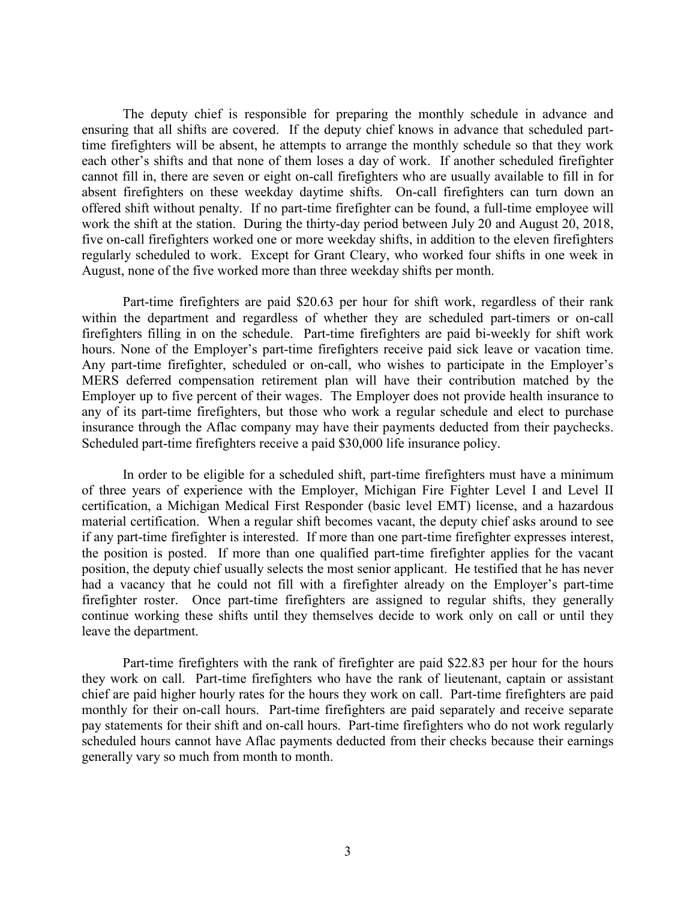The deputy chief is responsible for preparing the monthly schedule in advance and ensuring that all shifts are covered. If the deputy chief knows in advance that scheduled part-time firefighters will be absent, he attempts to arrange the monthly schedule so that they work each other's shifts and that none of them loses a day of work. If another scheduled firefighter cannot fill in, there are seven or eight on-call firefighters who are usually available to fill in for absent firefighters on these weekday daytime shifts. On-call firefighters can turn down an offered shift without penalty. If no part-time firefighter can be found, a full-time employee will work the shift at the station. During the thirty-day period between July 20 and August 20, 2018, five on-call firefighters worked one or more weekday shifts, in addition to the eleven firefighters regularly scheduled to work. Except for Grant Cleary, who worked four shifts in one week in August, none of the five worked more than three weekday shifts per month.

Part-time firefighters are paid $20.63 per hour for shift work, regardless of their rank within the department and regardless of whether they are scheduled part-timers or on-call firefighters filling in on the schedule. Part-time firefighters are paid bi-weekly for shift work hours. None of the Employer's part-time firefighters receive paid sick leave or vacation time. Any part-time firefighter, scheduled or on-call, who wishes to participate in the Employer's MERS deferred compensation retirement plan will have their contribution matched by the Employer up to five percent of their wages. The Employer does not provide health insurance to any of its part-time firefighters, but those who work a regular schedule and elect to purchase insurance through the Aflac company may have their payments deducted from their paychecks. Scheduled part-time firefighters receive a paid $30,000 life insurance policy.

In order to be eligible for a scheduled shift, part-time firefighters must have a minimum of three years of experience with the Employer, Michigan Fire Fighter Level I and Level II certification, a Michigan Medical First Responder (basic level EMT) license, and a hazardous material certification. When a regular shift becomes vacant, the deputy chief asks around to see if any part-time firefighter is interested. If more than one part-time firefighter expresses interest, the position is posted. If more than one qualified part-time firefighter applies for the vacant position, the deputy chief usually selects the most senior applicant. He testified that he has never had a vacancy that he could not fill with a firefighter already on the Employer's part-time firefighter roster. Once part-time firefighters are assigned to regular shifts, they generally continue working these shifts until they themselves decide to work only on call or until they leave the department.

Part-time firefighters with the rank of firefighter are paid $22.83 per hour for the hours they work on call. Part-time firefighters who have the rank of lieutenant, captain or assistant chief are paid higher hourly rates for the hours they work on call. Part-time firefighters are paid monthly for their on-call hours. Part-time firefighters are paid separately and receive separate pay statements for their shift and on-call hours. Part-time firefighters who do not work regularly scheduled hours cannot have Aflac payments deducted from their checks because their earnings generally vary so much from month to month.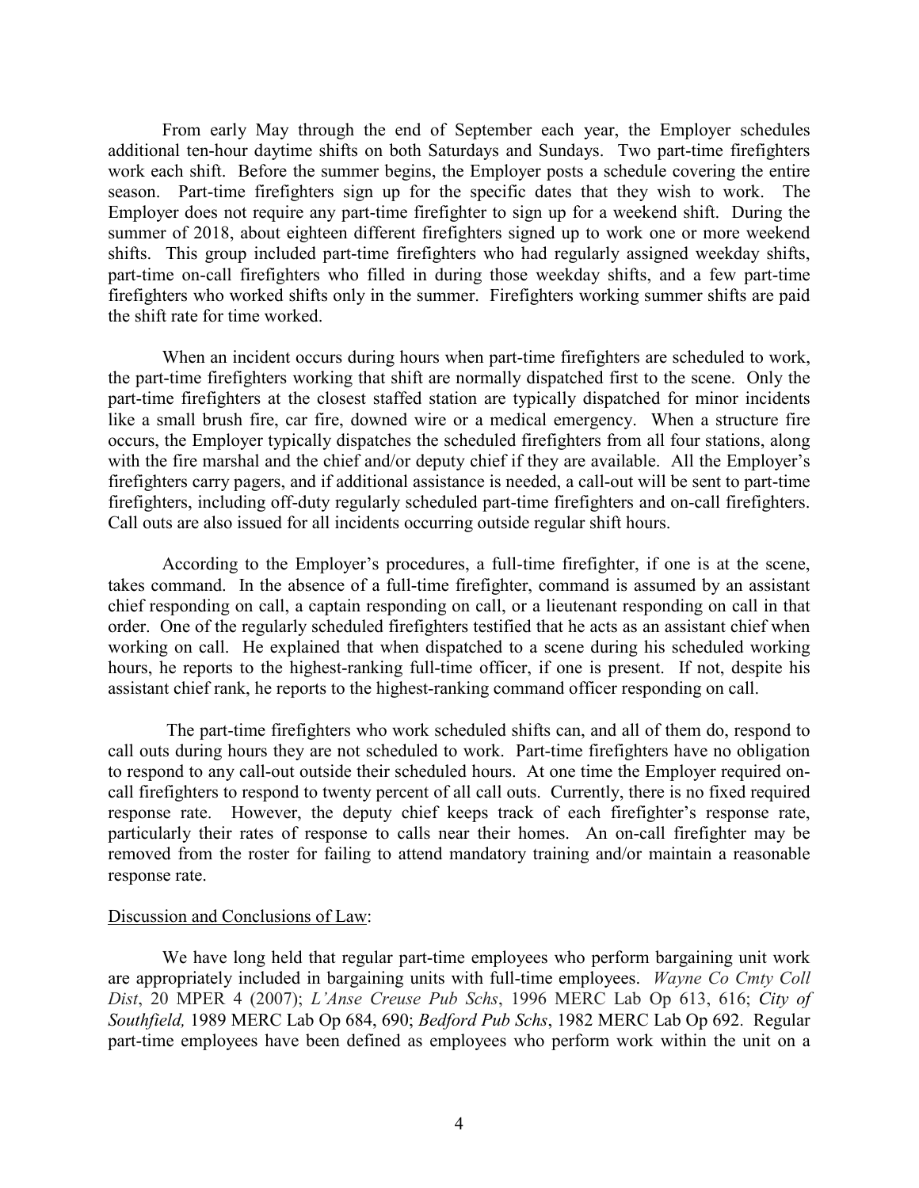From early May through the end of September each year, the Employer schedules additional ten-hour daytime shifts on both Saturdays and Sundays. Two part-time firefighters work each shift. Before the summer begins, the Employer posts a schedule covering the entire season. Part-time firefighters sign up for the specific dates that they wish to work. The Employer does not require any part-time firefighter to sign up for a weekend shift. During the summer of 2018, about eighteen different firefighters signed up to work one or more weekend shifts. This group included part-time firefighters who had regularly assigned weekday shifts, part-time on-call firefighters who filled in during those weekday shifts, and a few part-time firefighters who worked shifts only in the summer. Firefighters working summer shifts are paid the shift rate for time worked.

When an incident occurs during hours when part-time firefighters are scheduled to work, the part-time firefighters working that shift are normally dispatched first to the scene. Only the part-time firefighters at the closest staffed station are typically dispatched for minor incidents like a small brush fire, car fire, downed wire or a medical emergency. When a structure fire occurs, the Employer typically dispatches the scheduled firefighters from all four stations, along with the fire marshal and the chief and/or deputy chief if they are available. All the Employer's firefighters carry pagers, and if additional assistance is needed, a call-out will be sent to part-time firefighters, including off-duty regularly scheduled part-time firefighters and on-call firefighters. Call outs are also issued for all incidents occurring outside regular shift hours.

According to the Employer's procedures, a full-time firefighter, if one is at the scene, takes command. In the absence of a full-time firefighter, command is assumed by an assistant chief responding on call, a captain responding on call, or a lieutenant responding on call in that order. One of the regularly scheduled firefighters testified that he acts as an assistant chief when working on call. He explained that when dispatched to a scene during his scheduled working hours, he reports to the highest-ranking full-time officer, if one is present. If not, despite his assistant chief rank, he reports to the highest-ranking command officer responding on call.

The part-time firefighters who work scheduled shifts can, and all of them do, respond to call outs during hours they are not scheduled to work. Part-time firefighters have no obligation to respond to any call-out outside their scheduled hours. At one time the Employer required on-call firefighters to respond to twenty percent of all call outs. Currently, there is no fixed required response rate. However, the deputy chief keeps track of each firefighter's response rate, particularly their rates of response to calls near their homes. An on-call firefighter may be removed from the roster for failing to attend mandatory training and/or maintain a reasonable response rate.

## Discussion and Conclusions of Law:

We have long held that regular part-time employees who perform bargaining unit work are appropriately included in bargaining units with full-time employees. *Wayne Co Cmty Coll Dist*, 20 MPER 4 (2007); *L'Anse Creuse Pub Schs*, 1996 MERC Lab Op 613, 616; *City of Southfield,* 1989 MERC Lab Op 684, 690; *Bedford Pub Schs*, 1982 MERC Lab Op 692. Regular part-time employees have been defined as employees who perform work within the unit on a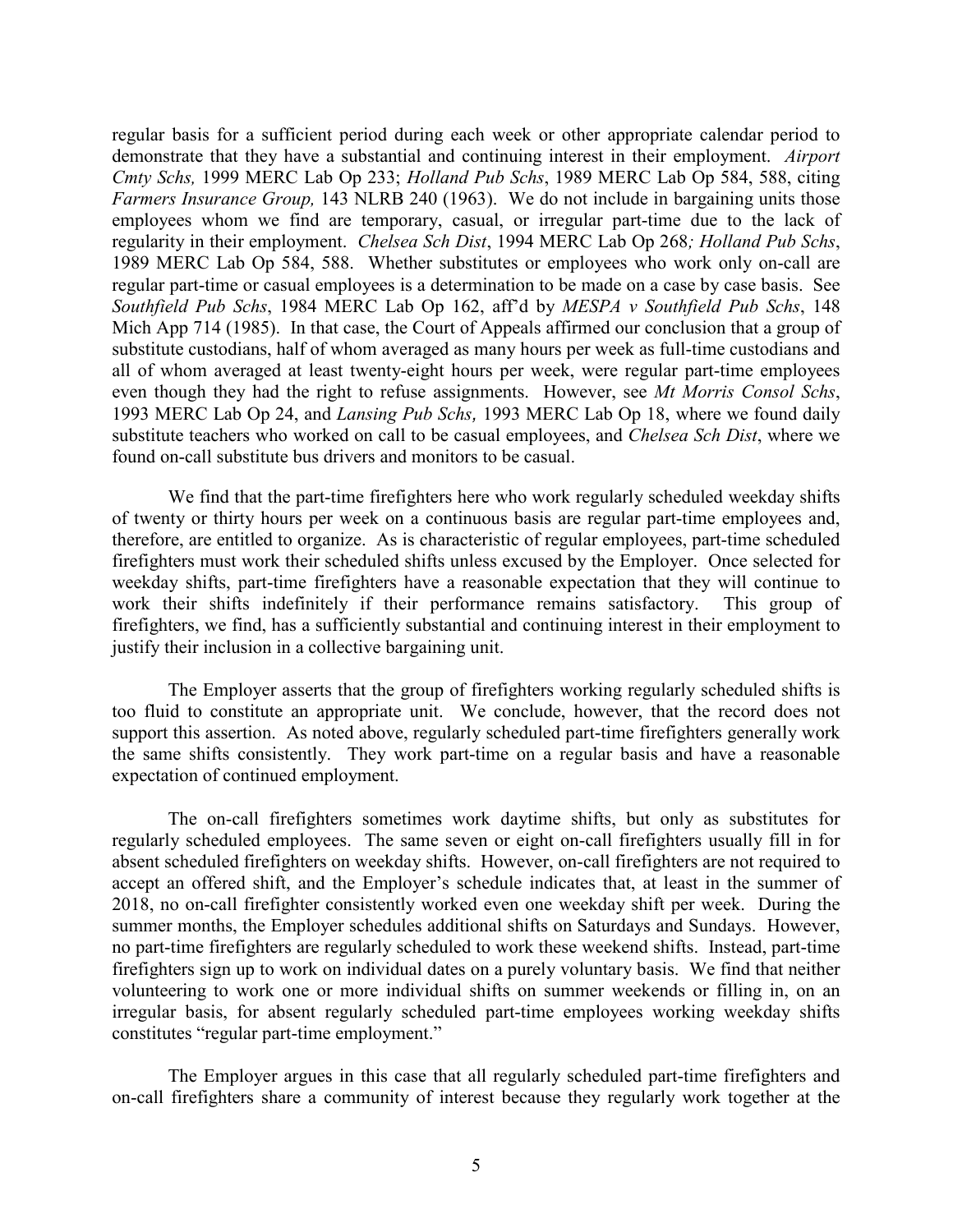regular basis for a sufficient period during each week or other appropriate calendar period to demonstrate that they have a substantial and continuing interest in their employment. *Airport Cmty Schs,* 1999 MERC Lab Op 233; *Holland Pub Schs*, 1989 MERC Lab Op 584, 588, citing *Farmers Insurance Group,* 143 NLRB 240 (1963). We do not include in bargaining units those employees whom we find are temporary, casual, or irregular part-time due to the lack of regularity in their employment. *Chelsea Sch Dist*, 1994 MERC Lab Op 268*; Holland Pub Schs*, 1989 MERC Lab Op 584, 588. Whether substitutes or employees who work only on-call are regular part-time or casual employees is a determination to be made on a case by case basis. See *Southfield Pub Schs*, 1984 MERC Lab Op 162, aff'd by *MESPA v Southfield Pub Schs*, 148 Mich App 714 (1985). In that case, the Court of Appeals affirmed our conclusion that a group of substitute custodians, half of whom averaged as many hours per week as full-time custodians and all of whom averaged at least twenty-eight hours per week, were regular part-time employees even though they had the right to refuse assignments. However, see *Mt Morris Consol Schs*, 1993 MERC Lab Op 24, and *Lansing Pub Schs,* 1993 MERC Lab Op 18, where we found daily substitute teachers who worked on call to be casual employees, and *Chelsea Sch Dist*, where we found on-call substitute bus drivers and monitors to be casual.

We find that the part-time firefighters here who work regularly scheduled weekday shifts of twenty or thirty hours per week on a continuous basis are regular part-time employees and, therefore, are entitled to organize. As is characteristic of regular employees, part-time scheduled firefighters must work their scheduled shifts unless excused by the Employer. Once selected for weekday shifts, part-time firefighters have a reasonable expectation that they will continue to work their shifts indefinitely if their performance remains satisfactory. This group of firefighters, we find, has a sufficiently substantial and continuing interest in their employment to justify their inclusion in a collective bargaining unit.

The Employer asserts that the group of firefighters working regularly scheduled shifts is too fluid to constitute an appropriate unit. We conclude, however, that the record does not support this assertion. As noted above, regularly scheduled part-time firefighters generally work the same shifts consistently. They work part-time on a regular basis and have a reasonable expectation of continued employment.

The on-call firefighters sometimes work daytime shifts, but only as substitutes for regularly scheduled employees. The same seven or eight on-call firefighters usually fill in for absent scheduled firefighters on weekday shifts. However, on-call firefighters are not required to accept an offered shift, and the Employer's schedule indicates that, at least in the summer of 2018, no on-call firefighter consistently worked even one weekday shift per week. During the summer months, the Employer schedules additional shifts on Saturdays and Sundays. However, no part-time firefighters are regularly scheduled to work these weekend shifts. Instead, part-time firefighters sign up to work on individual dates on a purely voluntary basis. We find that neither volunteering to work one or more individual shifts on summer weekends or filling in, on an irregular basis, for absent regularly scheduled part-time employees working weekday shifts constitutes "regular part-time employment."

The Employer argues in this case that all regularly scheduled part-time firefighters and on-call firefighters share a community of interest because they regularly work together at the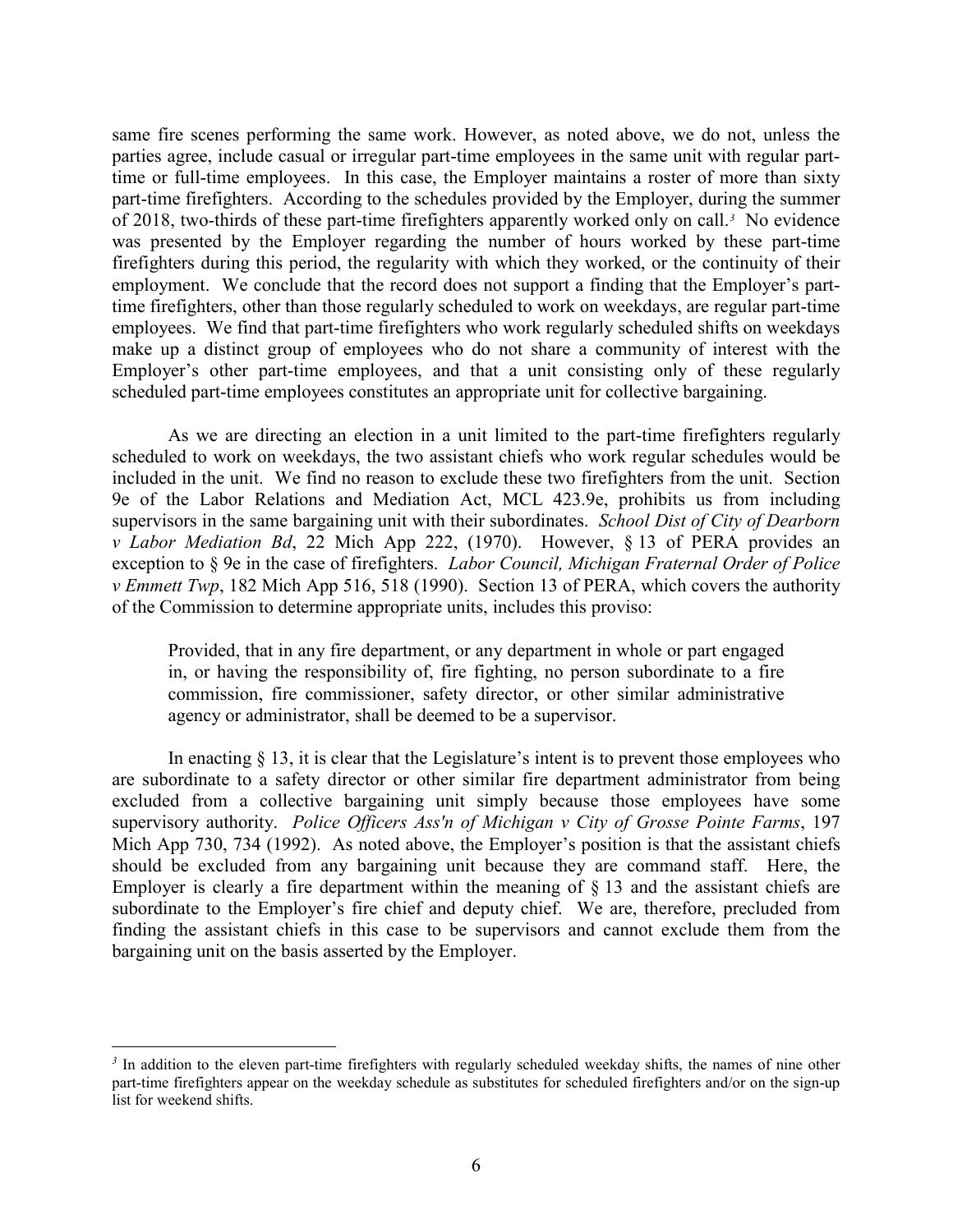same fire scenes performing the same work. However, as noted above, we do not, unless the parties agree, include casual or irregular part-time employees in the same unit with regular part-time or full-time employees. In this case, the Employer maintains a roster of more than sixty part-time firefighters. According to the schedules provided by the Employer, during the summer of 2018, two-thirds of these part-time firefighters apparently worked only on call.[3] No evidence was presented by the Employer regarding the number of hours worked by these part-time firefighters during this period, the regularity with which they worked, or the continuity of their employment. We conclude that the record does not support a finding that the Employer's part-time firefighters, other than those regularly scheduled to work on weekdays, are regular part-time employees. We find that part-time firefighters who work regularly scheduled shifts on weekdays make up a distinct group of employees who do not share a community of interest with the Employer's other part-time employees, and that a unit consisting only of these regularly scheduled part-time employees constitutes an appropriate unit for collective bargaining.

As we are directing an election in a unit limited to the part-time firefighters regularly scheduled to work on weekdays, the two assistant chiefs who work regular schedules would be included in the unit. We find no reason to exclude these two firefighters from the unit. Section 9e of the Labor Relations and Mediation Act, MCL 423.9e, prohibits us from including supervisors in the same bargaining unit with their subordinates. *School Dist of City of Dearborn v Labor Mediation Bd*, 22 Mich App 222, (1970). However, § 13 of PERA provides an exception to § 9e in the case of firefighters. *Labor Council, Michigan Fraternal Order of Police v Emmett Twp*, 182 Mich App 516, 518 (1990). Section 13 of PERA, which covers the authority of the Commission to determine appropriate units, includes this proviso:

> Provided, that in any fire department, or any department in whole or part engaged in, or having the responsibility of, fire fighting, no person subordinate to a fire commission, fire commissioner, safety director, or other similar administrative agency or administrator, shall be deemed to be a supervisor.

In enacting § 13, it is clear that the Legislature's intent is to prevent those employees who are subordinate to a safety director or other similar fire department administrator from being excluded from a collective bargaining unit simply because those employees have some supervisory authority. *Police Officers Ass'n of Michigan v City of Grosse Pointe Farms*, 197 Mich App 730, 734 (1992). As noted above, the Employer's position is that the assistant chiefs should be excluded from any bargaining unit because they are command staff. Here, the Employer is clearly a fire department within the meaning of § 13 and the assistant chiefs are subordinate to the Employer's fire chief and deputy chief. We are, therefore, precluded from finding the assistant chiefs in this case to be supervisors and cannot exclude them from the bargaining unit on the basis asserted by the Employer.

---

[3] In addition to the eleven part-time firefighters with regularly scheduled weekday shifts, the names of nine other part-time firefighters appear on the weekday schedule as substitutes for scheduled firefighters and/or on the sign-up list for weekend shifts.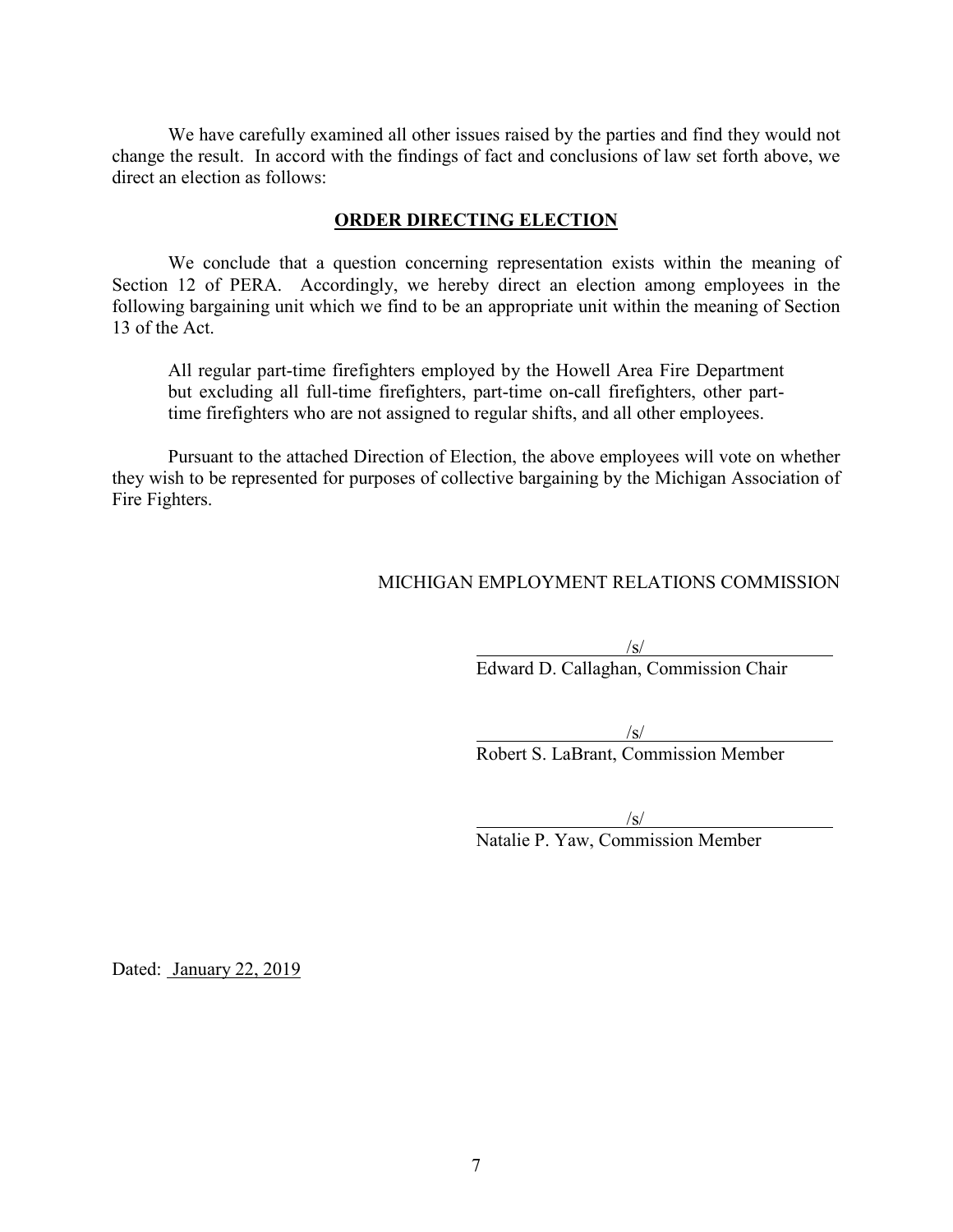We have carefully examined all other issues raised by the parties and find they would not change the result. In accord with the findings of fact and conclusions of law set forth above, we direct an election as follows:

## **ORDER DIRECTING ELECTION**

We conclude that a question concerning representation exists within the meaning of Section 12 of PERA. Accordingly, we hereby direct an election among employees in the following bargaining unit which we find to be an appropriate unit within the meaning of Section 13 of the Act.

> All regular part-time firefighters employed by the Howell Area Fire Department but excluding all full-time firefighters, part-time on-call firefighters, other part-time firefighters who are not assigned to regular shifts, and all other employees.

Pursuant to the attached Direction of Election, the above employees will vote on whether they wish to be represented for purposes of collective bargaining by the Michigan Association of Fire Fighters.

MICHIGAN EMPLOYMENT RELATIONS COMMISSION

/s/
Edward D. Callaghan, Commission Chair

/s/
Robert S. LaBrant, Commission Member

/s/
Natalie P. Yaw, Commission Member

Dated: January 22, 2019